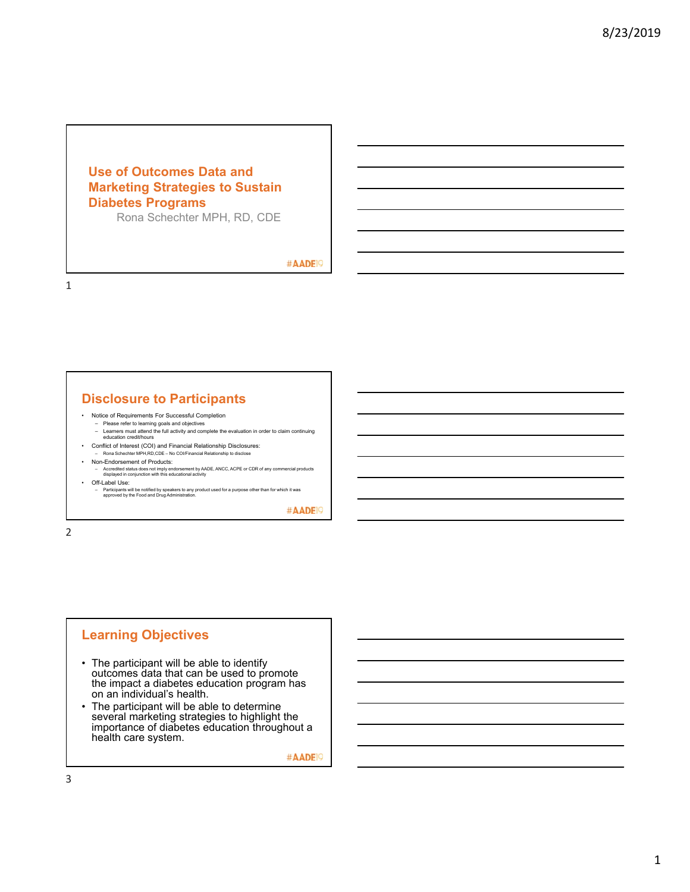# Use of Outcomes Data and Marketing Strategies to Sustain Diabetes Programs

Rona Schechter MPH, RD, CDE

#AADE19

## Disclosure to Participants

- Notice of Requirements For Successful Completion
  - Please refer to learning goals and objectives
  - Learners must attend the full activity and complete the evaluation in order to claim continuing education credit/hours
- Conflict of Interest (COI) and Financial Relationship Disclosures:
  - Rona Schechter MPH,RD,CDE – No COI/Financial Relationship to disclose
- Non-Endorsement of Products:
  - Accredited status does not imply endorsement by AADE, ANCC, ACPE or CDR of any commercial products displayed in conjunction with this educational activity
- Off-Label Use:
  - Participants will be notified by speakers to any product used for a purpose other than for which it was approved by the Food and Drug Administration.

#AADE19

## Learning Objectives

- The participant will be able to identify outcomes data that can be used to promote the impact a diabetes education program has on an individual's health.
- The participant will be able to determine several marketing strategies to highlight the importance of diabetes education throughout a health care system.

#AADE19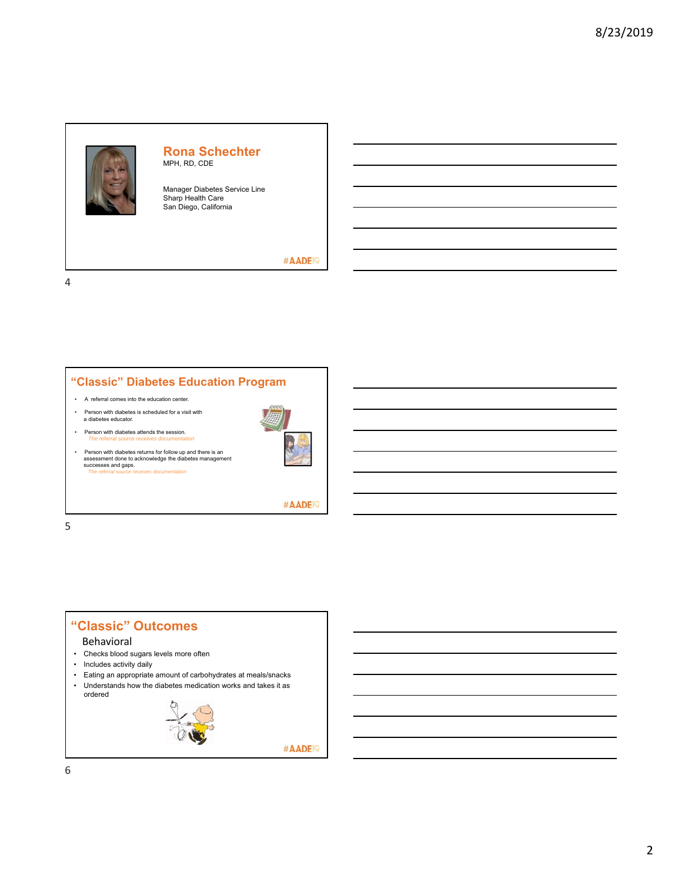## Rona Schechter

MPH, RD, CDE

Manager Diabetes Service Line
Sharp Health Care
San Diego, California

#AADE19

## "Classic" Diabetes Education Program

- A referral comes into the education center.
- Person with diabetes is scheduled for a visit with a diabetes educator.
- Person with diabetes attends the session.
  *The referral source receives documentation*
- Person with diabetes returns for follow up and there is an assessment done to acknowledge the diabetes management successes and gaps.
  *The referral source receives documentation*

#AADE19

## "Classic" Outcomes

### Behavioral

- Checks blood sugars levels more often
- Includes activity daily
- Eating an appropriate amount of carbohydrates at meals/snacks
- Understands how the diabetes medication works and takes it as ordered

#AADE19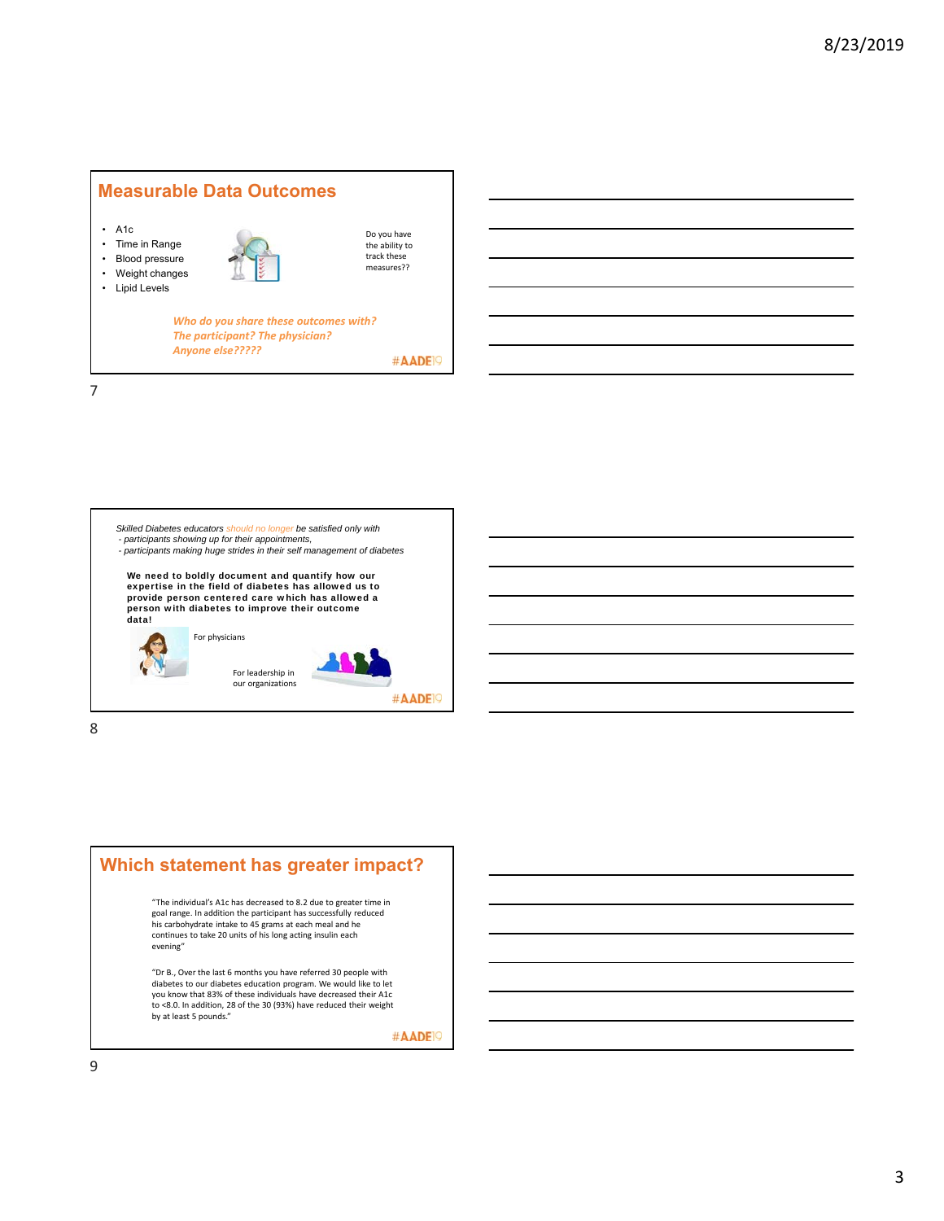## Measurable Data Outcomes

- A1c
- Time in Range
- Blood pressure
- Weight changes
- Lipid Levels

Do you have the ability to track these measures??

*Who do you share these outcomes with? The participant? The physician? Anyone else?????*

#AADE19

*Skilled Diabetes educators should no longer be satisfied only with*
*- participants showing up for their appointments,*
*- participants making huge strides in their self management of diabetes*

**We need to boldly document and quantify how our expertise in the field of diabetes has allowed us to provide person centered care which has allowed a person with diabetes to improve their outcome data!**

For physicians

For leadership in our organizations

#AADE19

## Which statement has greater impact?

"The individual's A1c has decreased to 8.2 due to greater time in goal range. In addition the participant has successfully reduced his carbohydrate intake to 45 grams at each meal and he continues to take 20 units of his long acting insulin each evening"

"Dr B., Over the last 6 months you have referred 30 people with diabetes to our diabetes education program. We would like to let you know that 83% of these individuals have decreased their A1c to <8.0. In addition, 28 of the 30 (93%) have reduced their weight by at least 5 pounds."

#AADE19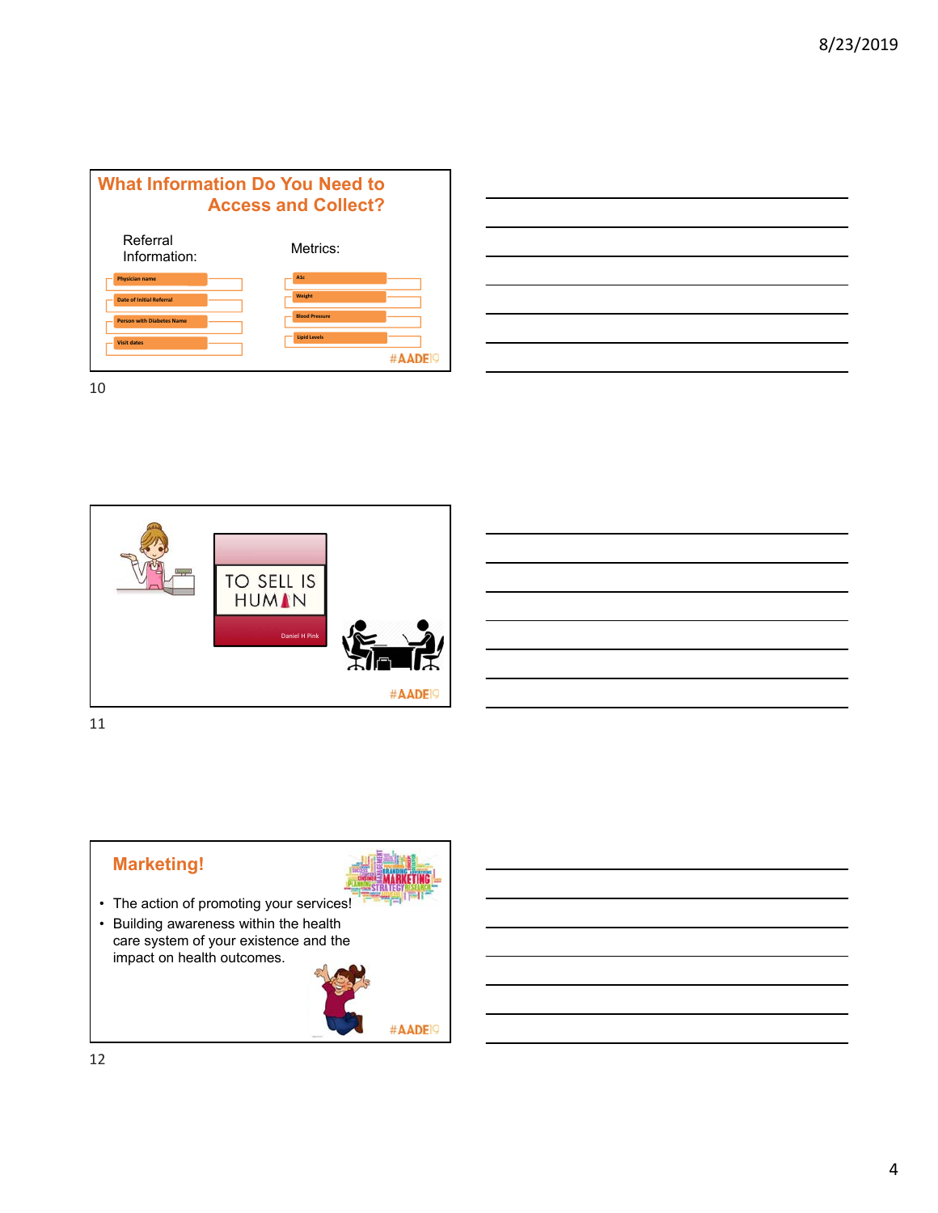## What Information Do You Need to Access and Collect?

Referral Information:

- Physician name
- Date of Initial Referral
- Person with Diabetes Name
- Visit dates

Metrics:

- A1c
- Weight
- Blood Pressure
- Lipid Levels

#AADE19

TO SELL IS HUMAN

Daniel H Pink

#AADE19

## Marketing!

- The action of promoting your services!
- Building awareness within the health care system of your existence and the impact on health outcomes.

#AADE19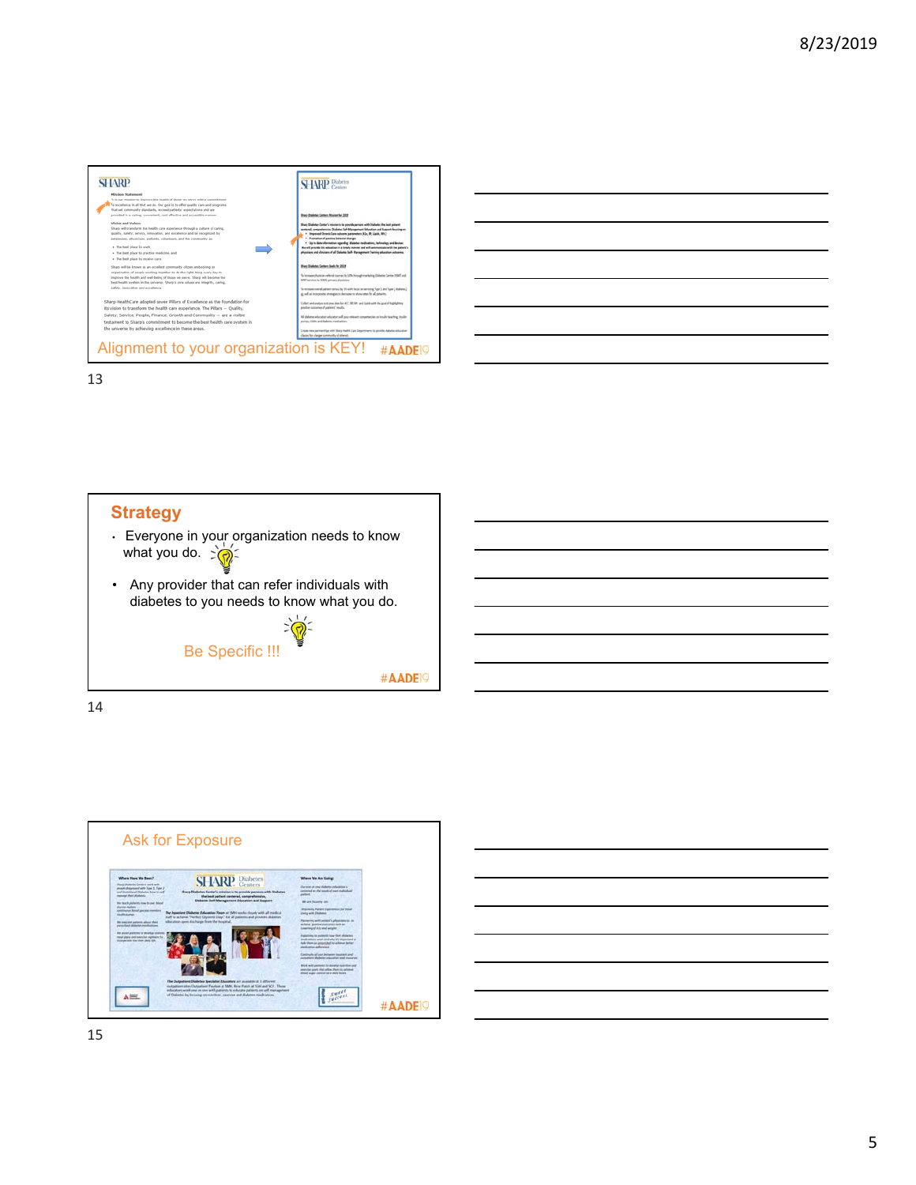Alignment to your organization is KEY!

## Strategy

- Everyone in your organization needs to know what you do.
- Any provider that can refer individuals with diabetes to you needs to know what you do.

Be Specific !!!

Ask for Exposure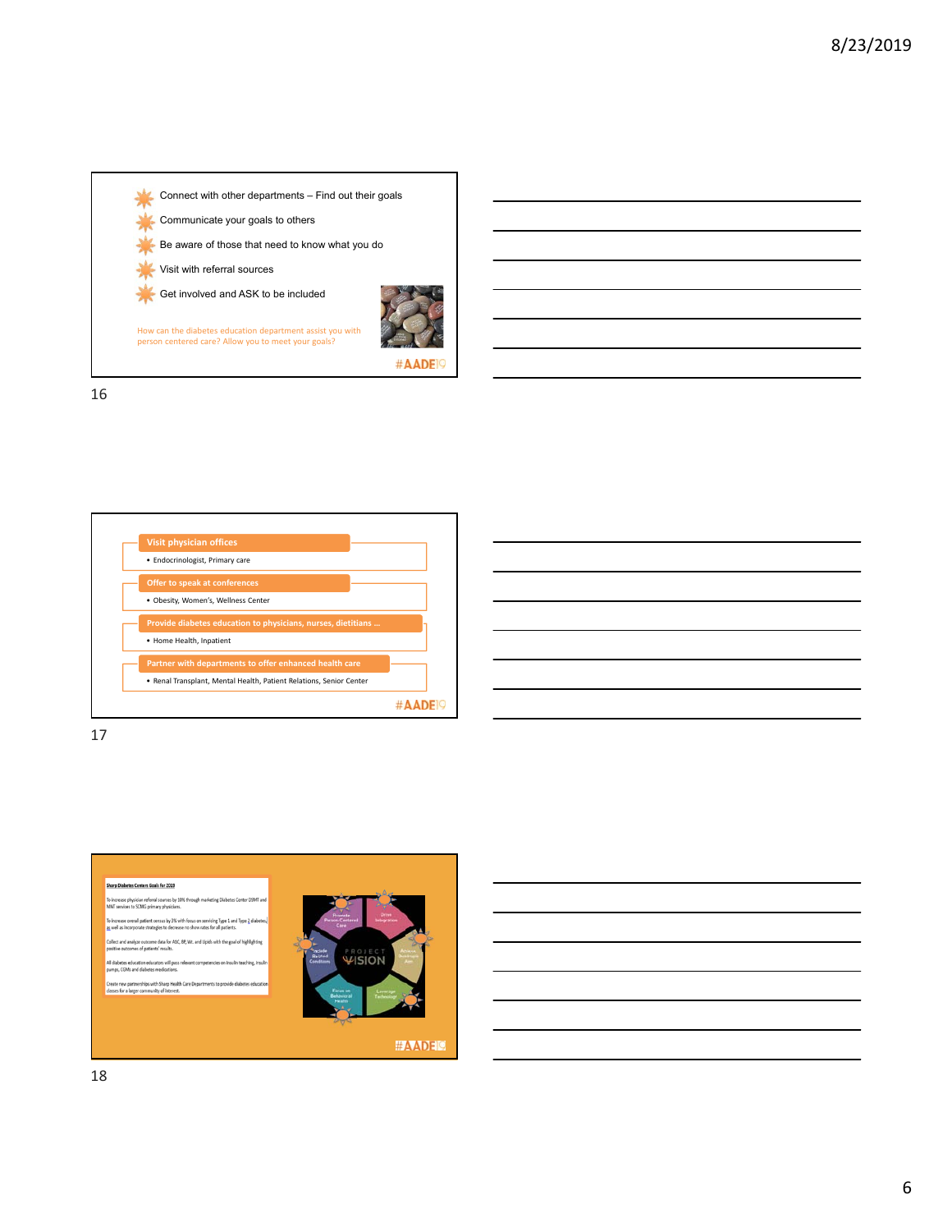Connect with other departments – Find out their goals

Communicate your goals to others

Be aware of those that need to know what you do

Visit with referral sources

Get involved and ASK to be included

How can the diabetes education department assist you with person centered care? Allow you to meet your goals?

#AADE19

16

**Visit physician offices**

- Endocrinologist, Primary care

**Offer to speak at conferences**

- Obesity, Women's, Wellness Center

**Provide diabetes education to physicians, nurses, dietitians …**

- Home Health, Inpatient

**Partner with departments to offer enhanced health care**

- Renal Transplant, Mental Health, Patient Relations, Senior Center

#AADE19

17

**Sharp Diabetes Centers Goals for 2019**

To increase physician referral sources by 10% through marketing Diabetes Center DSMT and MNT services to SCMG primary physicians.

To increase overall patient census by 3% with focus on servicing Type 1 and Type 2 diabetes, as well as incorporate strategies to decrease no show rates for all patients.

Collect and analyze outcome data for A1C, BP, Wt. and Lipids with the goal of highlighting positive outcomes of patients' results.

All diabetes education educators will pass relevant competencies on insulin teaching, insulin pumps, CGMs and diabetes medications.

Create new partnerships with Sharp Health Care Departments to provide diabetes education classes for a larger community of interest.

PROJECT VISION

Promote Person-Centered Care

Drive Integration

Advance Technology

Leverage Technology

Focus on Behavioral Health

Include Related Conditions

#AADE19

18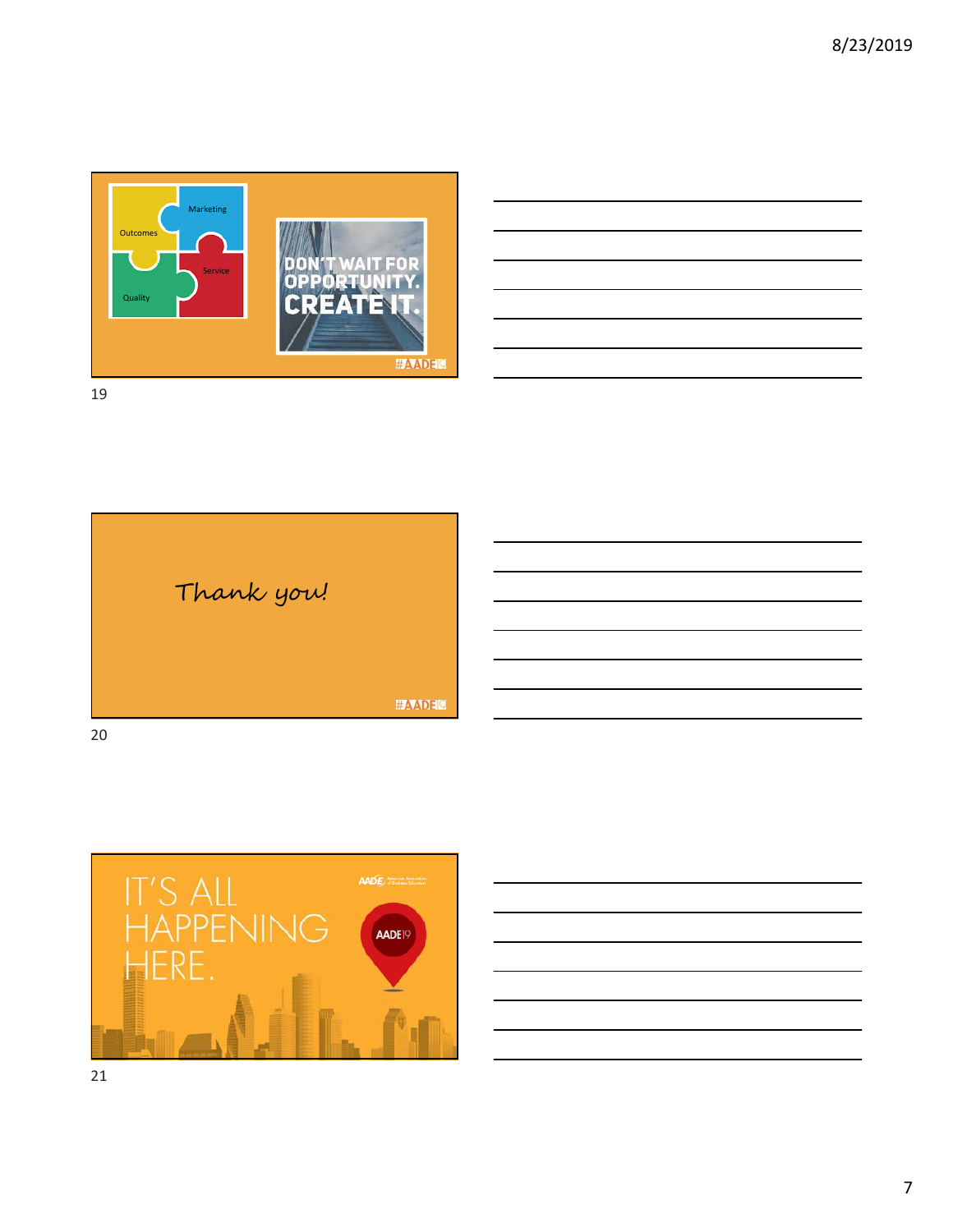Outcomes

Marketing

Service

Quality

DON'T WAIT FOR OPPORTUNITY. CREATE IT.

#AADE19

Thank you!

#AADE19

IT'S ALL HAPPENING HERE.

AADE American Association of Diabetes Educators

AADE19